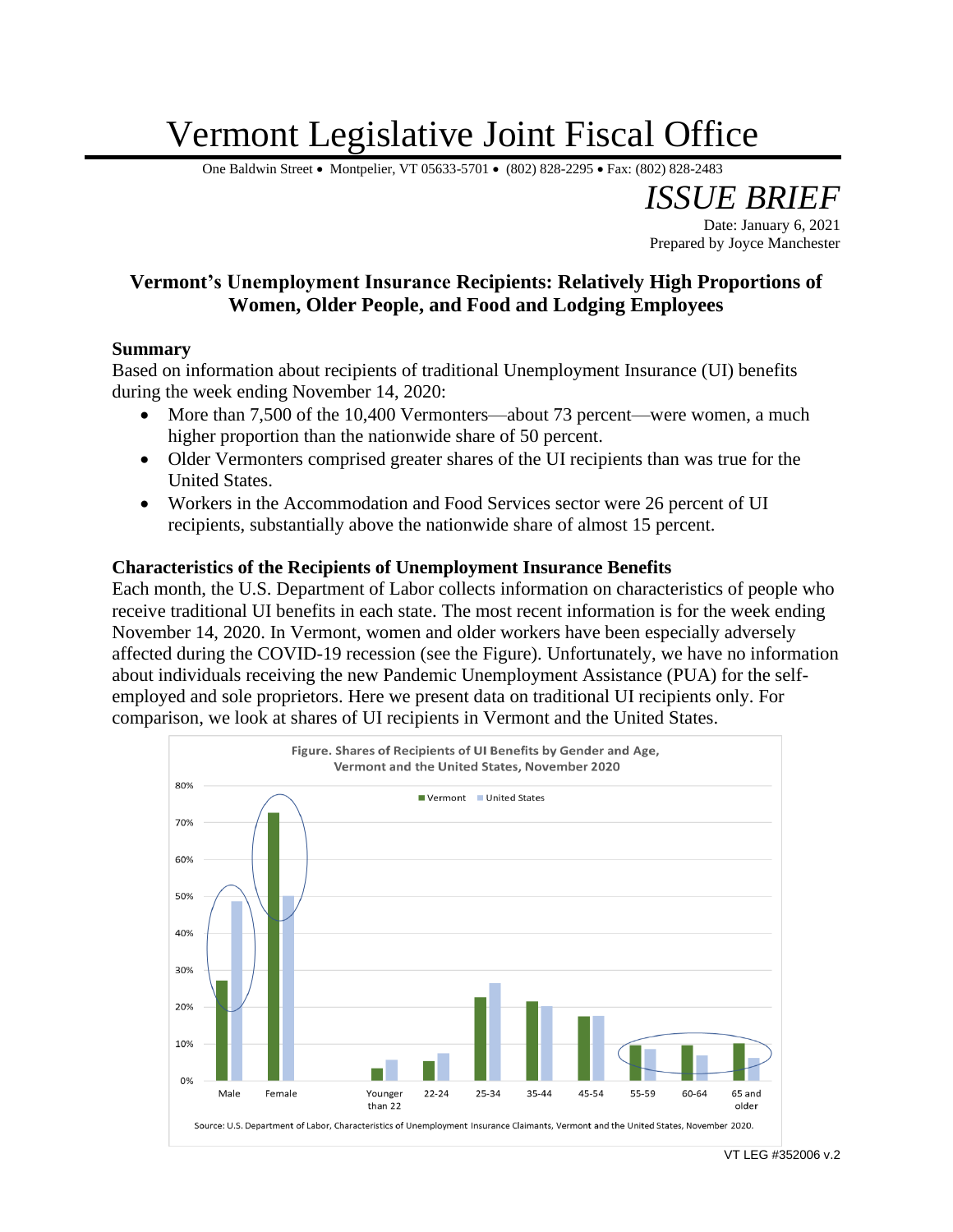# Vermont Legislative Joint Fiscal Office

One Baldwin Street • Montpelier, VT 05633-5701 • (802) 828-2295 • Fax: (802) 828-2483

*ISSUE BRIEF*

Date: January 6, 2021
Prepared by Joyce Manchester

## Vermont's Unemployment Insurance Recipients: Relatively High Proportions of Women, Older People, and Food and Lodging Employees

### Summary

Based on information about recipients of traditional Unemployment Insurance (UI) benefits during the week ending November 14, 2020:

- More than 7,500 of the 10,400 Vermonters—about 73 percent—were women, a much higher proportion than the nationwide share of 50 percent.
- Older Vermonters comprised greater shares of the UI recipients than was true for the United States.
- Workers in the Accommodation and Food Services sector were 26 percent of UI recipients, substantially above the nationwide share of almost 15 percent.

### Characteristics of the Recipients of Unemployment Insurance Benefits

Each month, the U.S. Department of Labor collects information on characteristics of people who receive traditional UI benefits in each state. The most recent information is for the week ending November 14, 2020. In Vermont, women and older workers have been especially adversely affected during the COVID-19 recession (see the Figure). Unfortunately, we have no information about individuals receiving the new Pandemic Unemployment Assistance (PUA) for the self-employed and sole proprietors. Here we present data on traditional UI recipients only. For comparison, we look at shares of UI recipients in Vermont and the United States.

Figure. Shares of Recipients of UI Benefits by Gender and Age, Vermont and the United States, November 2020

Source: U.S. Department of Labor, Characteristics of Unemployment Insurance Claimants, Vermont and the United States, November 2020.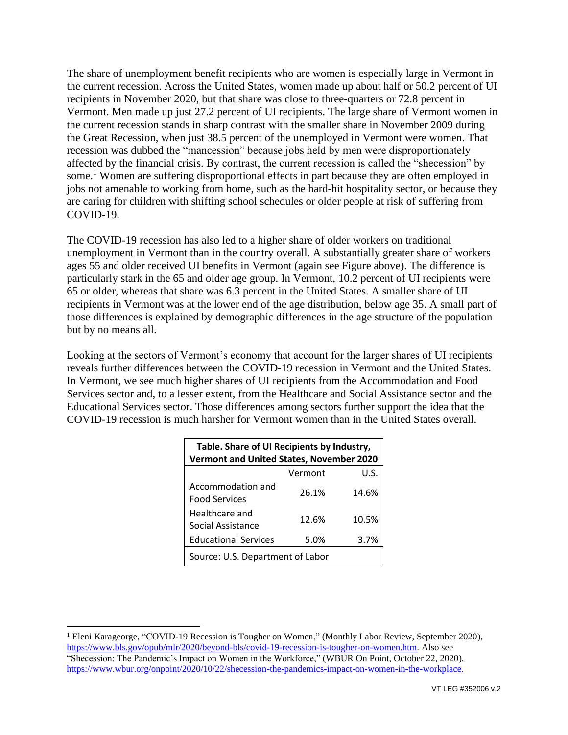The share of unemployment benefit recipients who are women is especially large in Vermont in the current recession. Across the United States, women made up about half or 50.2 percent of UI recipients in November 2020, but that share was close to three-quarters or 72.8 percent in Vermont. Men made up just 27.2 percent of UI recipients. The large share of Vermont women in the current recession stands in sharp contrast with the smaller share in November 2009 during the Great Recession, when just 38.5 percent of the unemployed in Vermont were women. That recession was dubbed the "mancession" because jobs held by men were disproportionately affected by the financial crisis. By contrast, the current recession is called the "shecession" by some.[1] Women are suffering disproportional effects in part because they are often employed in jobs not amenable to working from home, such as the hard-hit hospitality sector, or because they are caring for children with shifting school schedules or older people at risk of suffering from COVID-19.

The COVID-19 recession has also led to a higher share of older workers on traditional unemployment in Vermont than in the country overall. A substantially greater share of workers ages 55 and older received UI benefits in Vermont (again see Figure above). The difference is particularly stark in the 65 and older age group. In Vermont, 10.2 percent of UI recipients were 65 or older, whereas that share was 6.3 percent in the United States. A smaller share of UI recipients in Vermont was at the lower end of the age distribution, below age 35. A small part of those differences is explained by demographic differences in the age structure of the population but by no means all.

Looking at the sectors of Vermont's economy that account for the larger shares of UI recipients reveals further differences between the COVID-19 recession in Vermont and the United States. In Vermont, we see much higher shares of UI recipients from the Accommodation and Food Services sector and, to a lesser extent, from the Healthcare and Social Assistance sector and the Educational Services sector. Those differences among sectors further support the idea that the COVID-19 recession is much harsher for Vermont women than in the United States overall.

**Table. Share of UI Recipients by Industry, Vermont and United States, November 2020**

| | Vermont | U.S. |
|---|---|---|
| Accommodation and Food Services | 26.1% | 14.6% |
| Healthcare and Social Assistance | 12.6% | 10.5% |
| Educational Services | 5.0% | 3.7% |

Source: U.S. Department of Labor

[1] Eleni Karageorge, "COVID-19 Recession is Tougher on Women," (Monthly Labor Review, September 2020), https://www.bls.gov/opub/mlr/2020/beyond-bls/covid-19-recession-is-tougher-on-women.htm. Also see "Shecession: The Pandemic's Impact on Women in the Workforce," (WBUR On Point, October 22, 2020), https://www.wbur.org/onpoint/2020/10/22/shecession-the-pandemics-impact-on-women-in-the-workplace.

VT LEG #352006 v.2